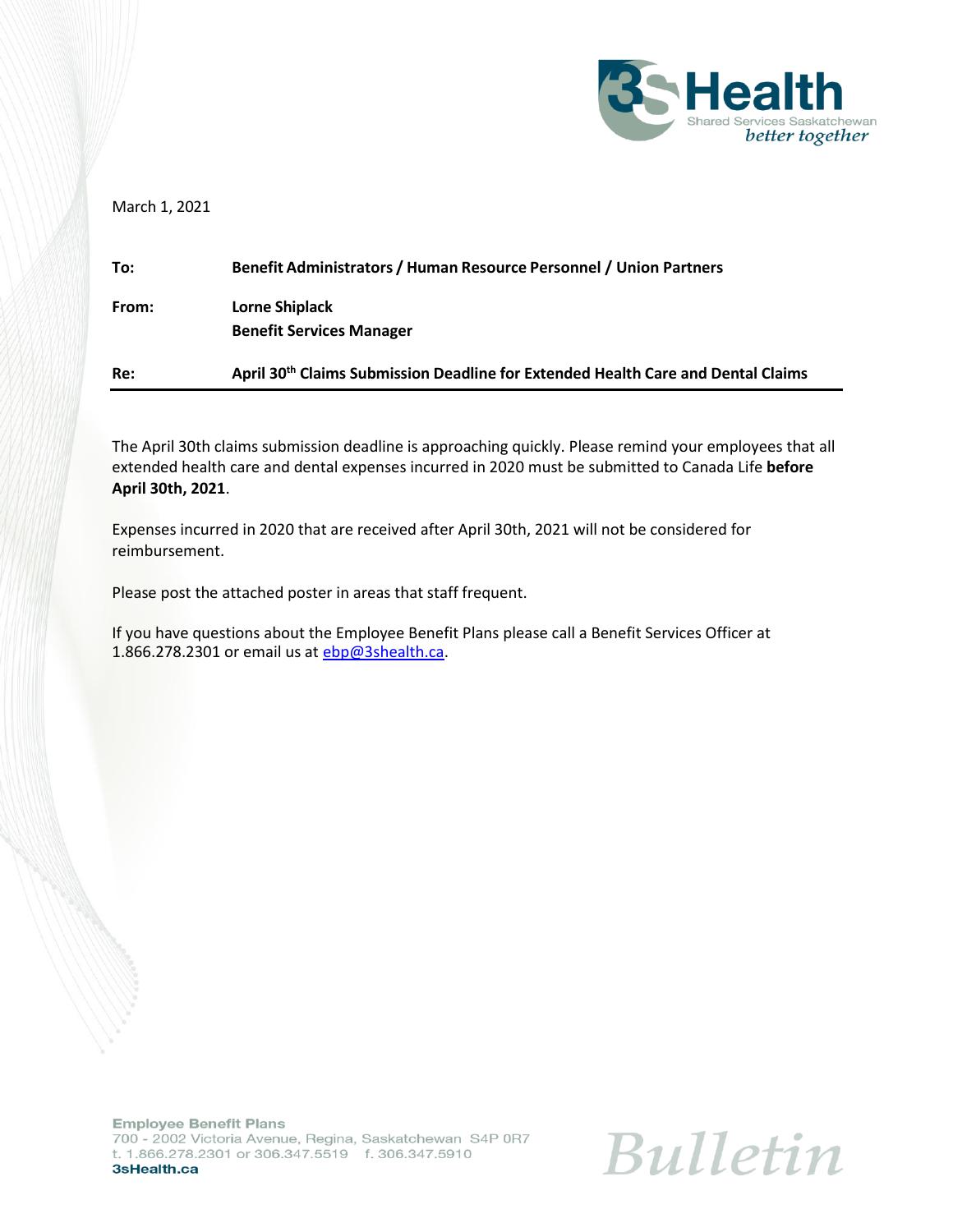March 1, 2021

**To:** **Benefit Administrators / Human Resource Personnel / Union Partners**

**From:** **Lorne Shiplack**
**Benefit Services Manager**

**Re:** **April 30th Claims Submission Deadline for Extended Health Care and Dental Claims**

---

The April 30th claims submission deadline is approaching quickly. Please remind your employees that all extended health care and dental expenses incurred in 2020 must be submitted to Canada Life **before April 30th, 2021**.

Expenses incurred in 2020 that are received after April 30th, 2021 will not be considered for reimbursement.

Please post the attached poster in areas that staff frequent.

If you have questions about the Employee Benefit Plans please call a Benefit Services Officer at 1.866.278.2301 or email us at ebp@3shealth.ca.

**Employee Benefit Plans**
700 - 2002 Victoria Avenue, Regina, Saskatchewan S4P 0R7
t. 1.866.278.2301 or 306.347.5519 f. 306.347.5910
**3sHealth.ca**

*Bulletin*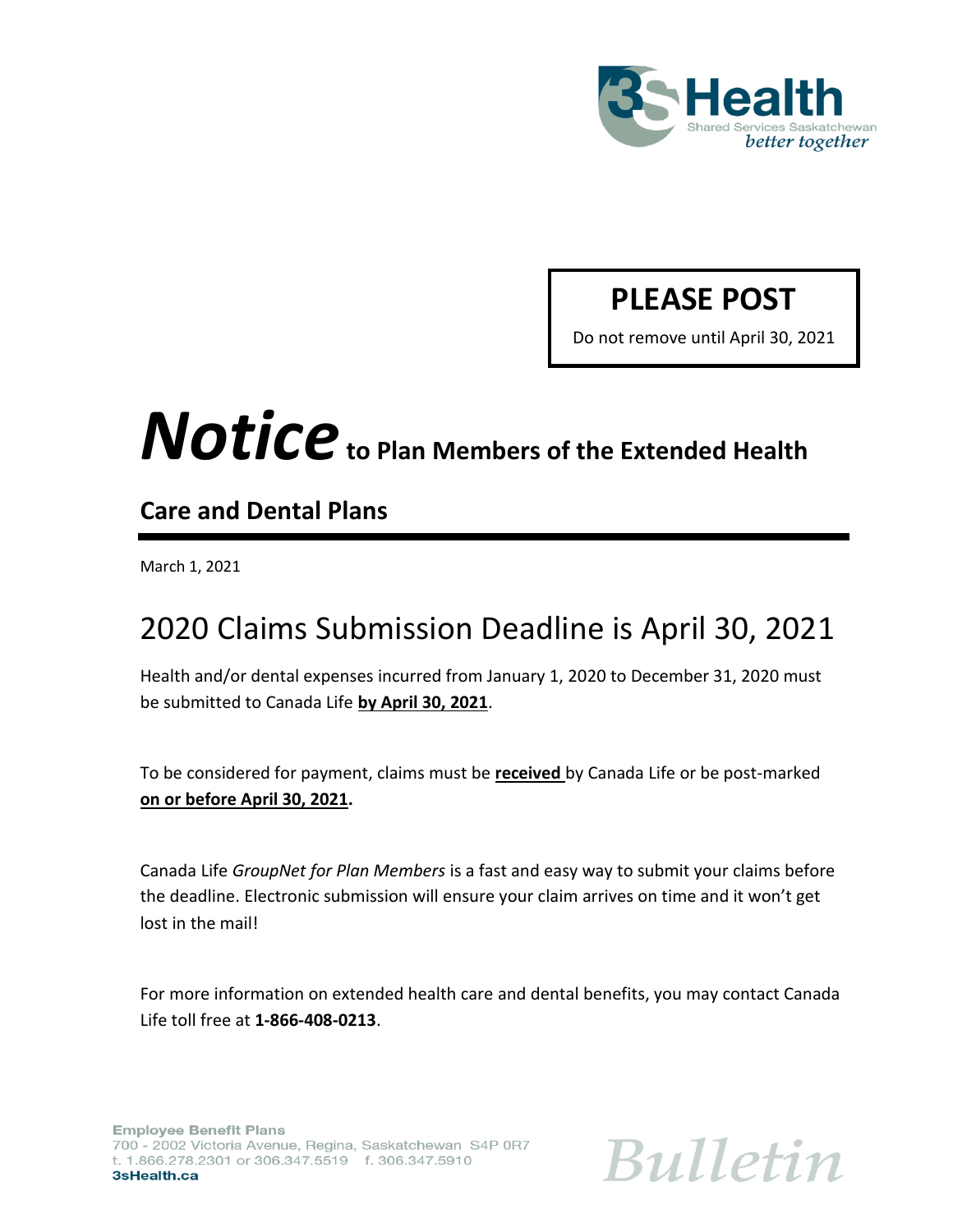3sHealth
Shared Services Saskatchewan
*better together*

**PLEASE POST**

Do not remove until April 30, 2021

# *Notice* to Plan Members of the Extended Health Care and Dental Plans

March 1, 2021

## 2020 Claims Submission Deadline is April 30, 2021

Health and/or dental expenses incurred from January 1, 2020 to December 31, 2020 must be submitted to Canada Life **by April 30, 2021**.

To be considered for payment, claims must be **received** by Canada Life or be post-marked **on or before April 30, 2021.**

Canada Life *GroupNet for Plan Members* is a fast and easy way to submit your claims before the deadline. Electronic submission will ensure your claim arrives on time and it won't get lost in the mail!

For more information on extended health care and dental benefits, you may contact Canada Life toll free at **1-866-408-0213**.

**Employee Benefit Plans**
700 - 2002 Victoria Avenue, Regina, Saskatchewan S4P 0R7
t. 1.866.278.2301 or 306.347.5519 f. 306.347.5910
**3sHealth.ca**

*Bulletin*